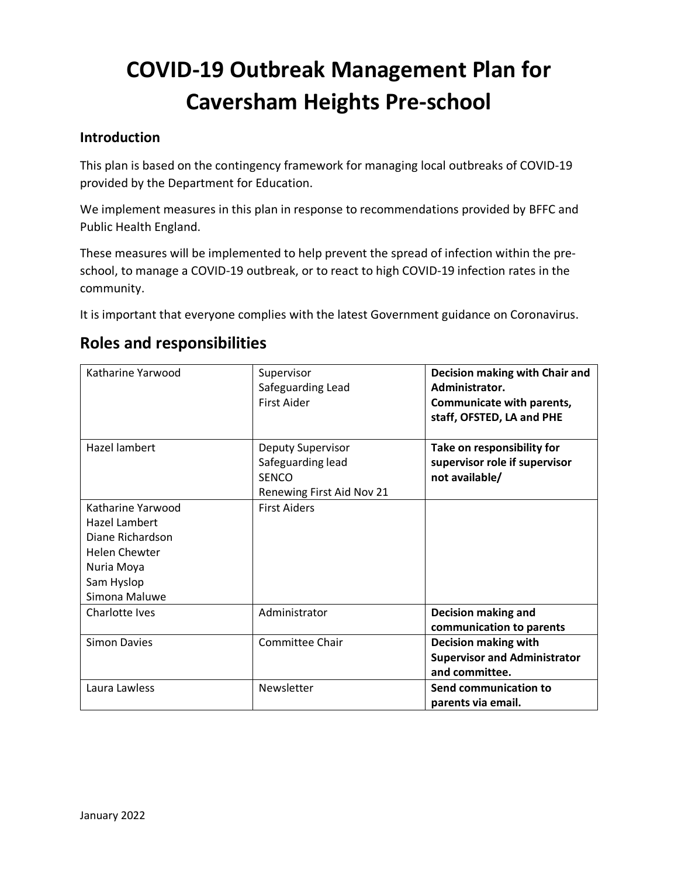# COVID-19 Outbreak Management Plan for Caversham Heights Pre-school

## Introduction

This plan is based on the contingency framework for managing local outbreaks of COVID-19 provided by the Department for Education.

We implement measures in this plan in response to recommendations provided by BFFC and Public Health England.

These measures will be implemented to help prevent the spread of infection within the pre-school, to manage a COVID-19 outbreak, or to react to high COVID-19 infection rates in the community.

It is important that everyone complies with the latest Government guidance on Coronavirus.

## Roles and responsibilities

| | | |
|---|---|---|
| Katharine Yarwood | Supervisor<br>Safeguarding Lead<br>First Aider | **Decision making with Chair and Administrator.**<br>**Communicate with parents, staff, OFSTED, LA and PHE** |
| Hazel lambert | Deputy Supervisor<br>Safeguarding lead<br>SENCO<br>Renewing First Aid Nov 21 | **Take on responsibility for supervisor role if supervisor not available/** |
| Katharine Yarwood<br>Hazel Lambert<br>Diane Richardson<br>Helen Chewter<br>Nuria Moya<br>Sam Hyslop<br>Simona Maluwe | First Aiders | |
| Charlotte Ives | Administrator | **Decision making and communication to parents** |
| Simon Davies | Committee Chair | **Decision making with Supervisor and Administrator and committee.** |
| Laura Lawless | Newsletter | **Send communication to parents via email.** |

January 2022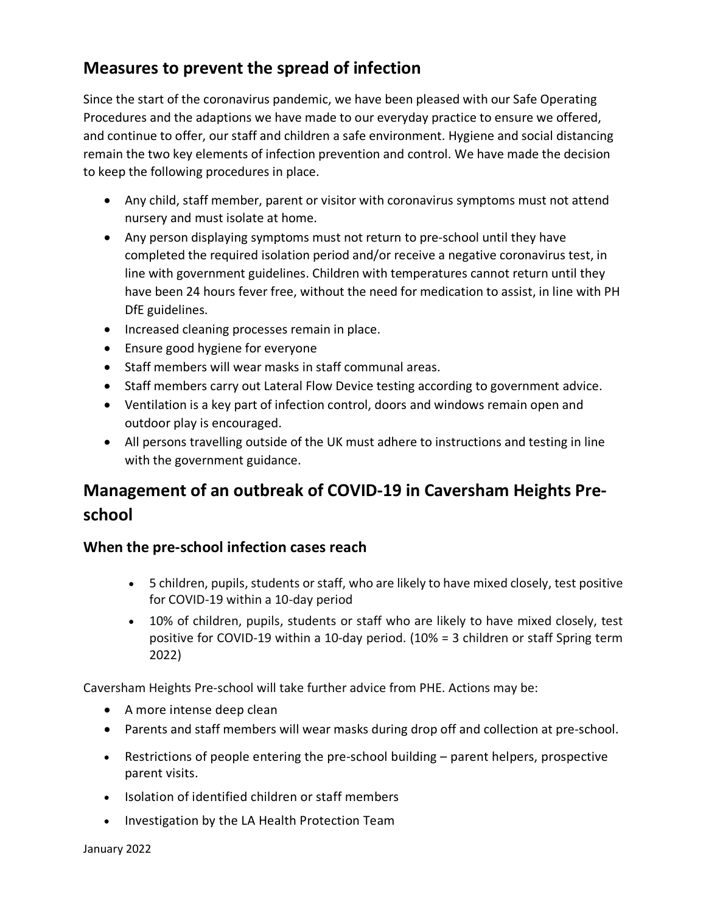## Measures to prevent the spread of infection

Since the start of the coronavirus pandemic, we have been pleased with our Safe Operating Procedures and the adaptions we have made to our everyday practice to ensure we offered, and continue to offer, our staff and children a safe environment. Hygiene and social distancing remain the two key elements of infection prevention and control. We have made the decision to keep the following procedures in place.

- Any child, staff member, parent or visitor with coronavirus symptoms must not attend nursery and must isolate at home.
- Any person displaying symptoms must not return to pre-school until they have completed the required isolation period and/or receive a negative coronavirus test, in line with government guidelines. Children with temperatures cannot return until they have been 24 hours fever free, without the need for medication to assist, in line with PH DfE guidelines.
- Increased cleaning processes remain in place.
- Ensure good hygiene for everyone
- Staff members will wear masks in staff communal areas.
- Staff members carry out Lateral Flow Device testing according to government advice.
- Ventilation is a key part of infection control, doors and windows remain open and outdoor play is encouraged.
- All persons travelling outside of the UK must adhere to instructions and testing in line with the government guidance.

## Management of an outbreak of COVID-19 in Caversham Heights Pre-school

### When the pre-school infection cases reach

- 5 children, pupils, students or staff, who are likely to have mixed closely, test positive for COVID-19 within a 10-day period
- 10% of children, pupils, students or staff who are likely to have mixed closely, test positive for COVID-19 within a 10-day period. (10% = 3 children or staff Spring term 2022)

Caversham Heights Pre-school will take further advice from PHE. Actions may be:

- A more intense deep clean
- Parents and staff members will wear masks during drop off and collection at pre-school.
- Restrictions of people entering the pre-school building – parent helpers, prospective parent visits.
- Isolation of identified children or staff members
- Investigation by the LA Health Protection Team

January 2022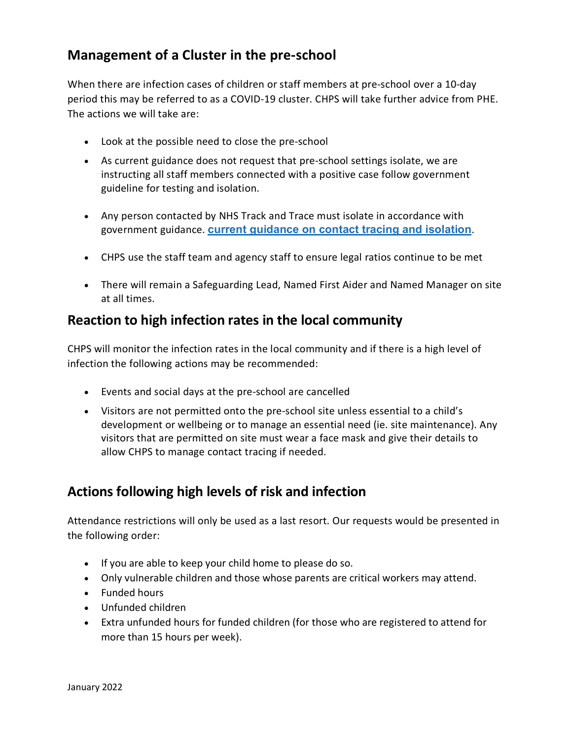## Management of a Cluster in the pre-school

When there are infection cases of children or staff members at pre-school over a 10-day period this may be referred to as a COVID-19 cluster. CHPS will take further advice from PHE. The actions we will take are:

- Look at the possible need to close the pre-school
- As current guidance does not request that pre-school settings isolate, we are instructing all staff members connected with a positive case follow government guideline for testing and isolation.
- Any person contacted by NHS Track and Trace must isolate in accordance with government guidance. **current guidance on contact tracing and isolation**.
- CHPS use the staff team and agency staff to ensure legal ratios continue to be met
- There will remain a Safeguarding Lead, Named First Aider and Named Manager on site at all times.

## Reaction to high infection rates in the local community

CHPS will monitor the infection rates in the local community and if there is a high level of infection the following actions may be recommended:

- Events and social days at the pre-school are cancelled
- Visitors are not permitted onto the pre-school site unless essential to a child's development or wellbeing or to manage an essential need (ie. site maintenance). Any visitors that are permitted on site must wear a face mask and give their details to allow CHPS to manage contact tracing if needed.

## Actions following high levels of risk and infection

Attendance restrictions will only be used as a last resort. Our requests would be presented in the following order:

- If you are able to keep your child home to please do so.
- Only vulnerable children and those whose parents are critical workers may attend.
- Funded hours
- Unfunded children
- Extra unfunded hours for funded children (for those who are registered to attend for more than 15 hours per week).

January 2022